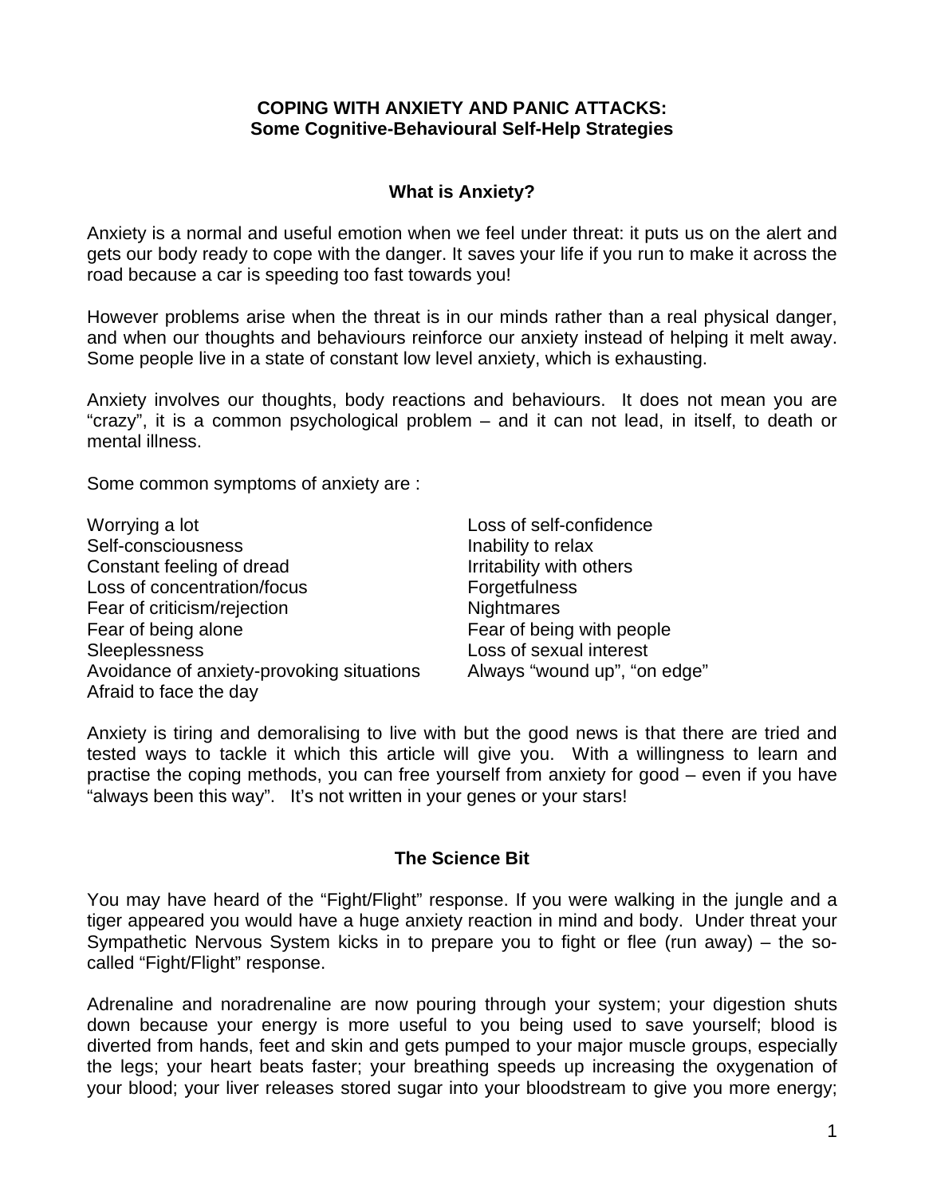# COPING WITH ANXIETY AND PANIC ATTACKS:
## Some Cognitive-Behavioural Self-Help Strategies

### What is Anxiety?

Anxiety is a normal and useful emotion when we feel under threat: it puts us on the alert and gets our body ready to cope with the danger. It saves your life if you run to make it across the road because a car is speeding too fast towards you!

However problems arise when the threat is in our minds rather than a real physical danger, and when our thoughts and behaviours reinforce our anxiety instead of helping it melt away. Some people live in a state of constant low level anxiety, which is exhausting.

Anxiety involves our thoughts, body reactions and behaviours. It does not mean you are "crazy", it is a common psychological problem – and it can not lead, in itself, to death or mental illness.

Some common symptoms of anxiety are :

- Worrying a lot
- Self-consciousness
- Constant feeling of dread
- Loss of concentration/focus
- Fear of criticism/rejection
- Fear of being alone
- Sleeplessness
- Avoidance of anxiety-provoking situations
- Afraid to face the day
- Loss of self-confidence
- Inability to relax
- Irritability with others
- Forgetfulness
- Nightmares
- Fear of being with people
- Loss of sexual interest
- Always "wound up", "on edge"

Anxiety is tiring and demoralising to live with but the good news is that there are tried and tested ways to tackle it which this article will give you. With a willingness to learn and practise the coping methods, you can free yourself from anxiety for good – even if you have "always been this way". It's not written in your genes or your stars!

### The Science Bit

You may have heard of the "Fight/Flight" response. If you were walking in the jungle and a tiger appeared you would have a huge anxiety reaction in mind and body. Under threat your Sympathetic Nervous System kicks in to prepare you to fight or flee (run away) – the so-called "Fight/Flight" response.

Adrenaline and noradrenaline are now pouring through your system; your digestion shuts down because your energy is more useful to you being used to save yourself; blood is diverted from hands, feet and skin and gets pumped to your major muscle groups, especially the legs; your heart beats faster; your breathing speeds up increasing the oxygenation of your blood; your liver releases stored sugar into your bloodstream to give you more energy;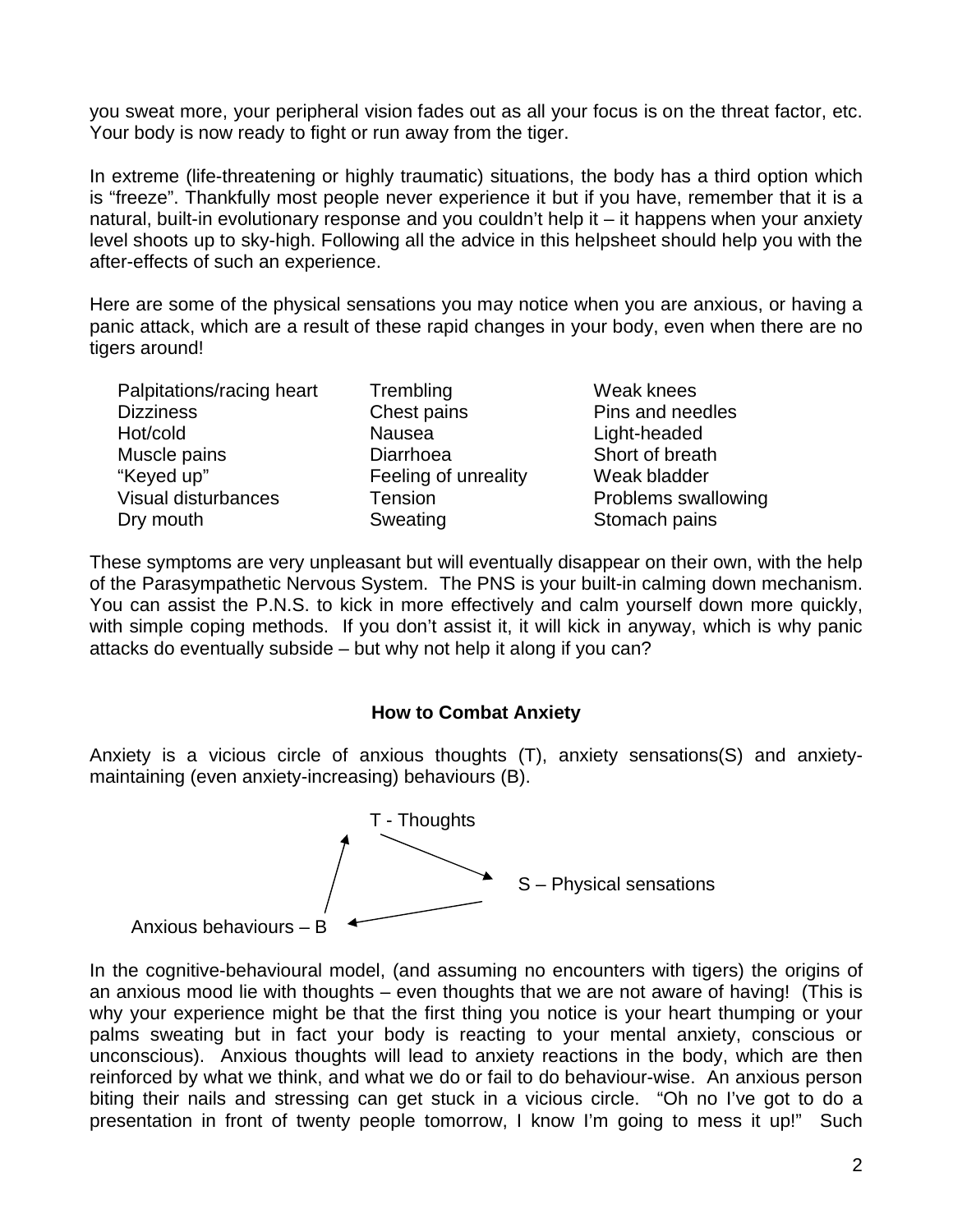you sweat more, your peripheral vision fades out as all your focus is on the threat factor, etc. Your body is now ready to fight or run away from the tiger.

In extreme (life-threatening or highly traumatic) situations, the body has a third option which is "freeze". Thankfully most people never experience it but if you have, remember that it is a natural, built-in evolutionary response and you couldn't help it – it happens when your anxiety level shoots up to sky-high. Following all the advice in this helpsheet should help you with the after-effects of such an experience.

Here are some of the physical sensations you may notice when you are anxious, or having a panic attack, which are a result of these rapid changes in your body, even when there are no tigers around!

| | | |
|---|---|---|
| Palpitations/racing heart | Trembling | Weak knees |
| Dizziness | Chest pains | Pins and needles |
| Hot/cold | Nausea | Light-headed |
| Muscle pains | Diarrhoea | Short of breath |
| "Keyed up" | Feeling of unreality | Weak bladder |
| Visual disturbances | Tension | Problems swallowing |
| Dry mouth | Sweating | Stomach pains |

These symptoms are very unpleasant but will eventually disappear on their own, with the help of the Parasympathetic Nervous System. The PNS is your built-in calming down mechanism. You can assist the P.N.S. to kick in more effectively and calm yourself down more quickly, with simple coping methods. If you don't assist it, it will kick in anyway, which is why panic attacks do eventually subside – but why not help it along if you can?

### How to Combat Anxiety

Anxiety is a vicious circle of anxious thoughts (T), anxiety sensations(S) and anxiety-maintaining (even anxiety-increasing) behaviours (B).

T - Thoughts → S – Physical sensations → Anxious behaviours – B → T - Thoughts

In the cognitive-behavioural model, (and assuming no encounters with tigers) the origins of an anxious mood lie with thoughts – even thoughts that we are not aware of having! (This is why your experience might be that the first thing you notice is your heart thumping or your palms sweating but in fact your body is reacting to your mental anxiety, conscious or unconscious). Anxious thoughts will lead to anxiety reactions in the body, which are then reinforced by what we think, and what we do or fail to do behaviour-wise. An anxious person biting their nails and stressing can get stuck in a vicious circle. "Oh no I've got to do a presentation in front of twenty people tomorrow, I know I'm going to mess it up!" Such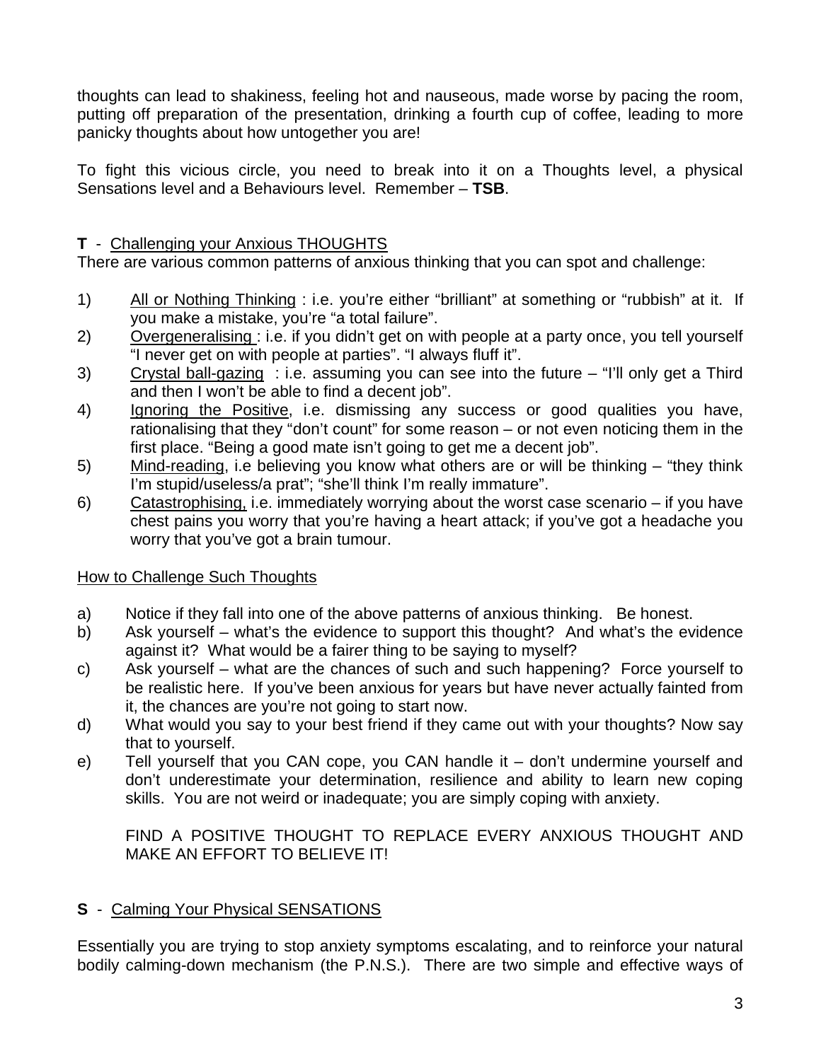thoughts can lead to shakiness, feeling hot and nauseous, made worse by pacing the room, putting off preparation of the presentation, drinking a fourth cup of coffee, leading to more panicky thoughts about how untogether you are!

To fight this vicious circle, you need to break into it on a Thoughts level, a physical Sensations level and a Behaviours level. Remember – **TSB**.

### **T** - Challenging your Anxious THOUGHTS

There are various common patterns of anxious thinking that you can spot and challenge:

1) All or Nothing Thinking : i.e. you're either "brilliant" at something or "rubbish" at it. If you make a mistake, you're "a total failure".
2) Overgeneralising : i.e. if you didn't get on with people at a party once, you tell yourself "I never get on with people at parties". "I always fluff it".
3) Crystal ball-gazing : i.e. assuming you can see into the future – "I'll only get a Third and then I won't be able to find a decent job".
4) Ignoring the Positive, i.e. dismissing any success or good qualities you have, rationalising that they "don't count" for some reason – or not even noticing them in the first place. "Being a good mate isn't going to get me a decent job".
5) Mind-reading, i.e believing you know what others are or will be thinking – "they think I'm stupid/useless/a prat"; "she'll think I'm really immature".
6) Catastrophising, i.e. immediately worrying about the worst case scenario – if you have chest pains you worry that you're having a heart attack; if you've got a headache you worry that you've got a brain tumour.

#### How to Challenge Such Thoughts

a) Notice if they fall into one of the above patterns of anxious thinking. Be honest.
b) Ask yourself – what's the evidence to support this thought? And what's the evidence against it? What would be a fairer thing to be saying to myself?
c) Ask yourself – what are the chances of such and such happening? Force yourself to be realistic here. If you've been anxious for years but have never actually fainted from it, the chances are you're not going to start now.
d) What would you say to your best friend if they came out with your thoughts? Now say that to yourself.
e) Tell yourself that you CAN cope, you CAN handle it – don't undermine yourself and don't underestimate your determination, resilience and ability to learn new coping skills. You are not weird or inadequate; you are simply coping with anxiety.

   FIND A POSITIVE THOUGHT TO REPLACE EVERY ANXIOUS THOUGHT AND MAKE AN EFFORT TO BELIEVE IT!

### **S** - Calming Your Physical SENSATIONS

Essentially you are trying to stop anxiety symptoms escalating, and to reinforce your natural bodily calming-down mechanism (the P.N.S.). There are two simple and effective ways of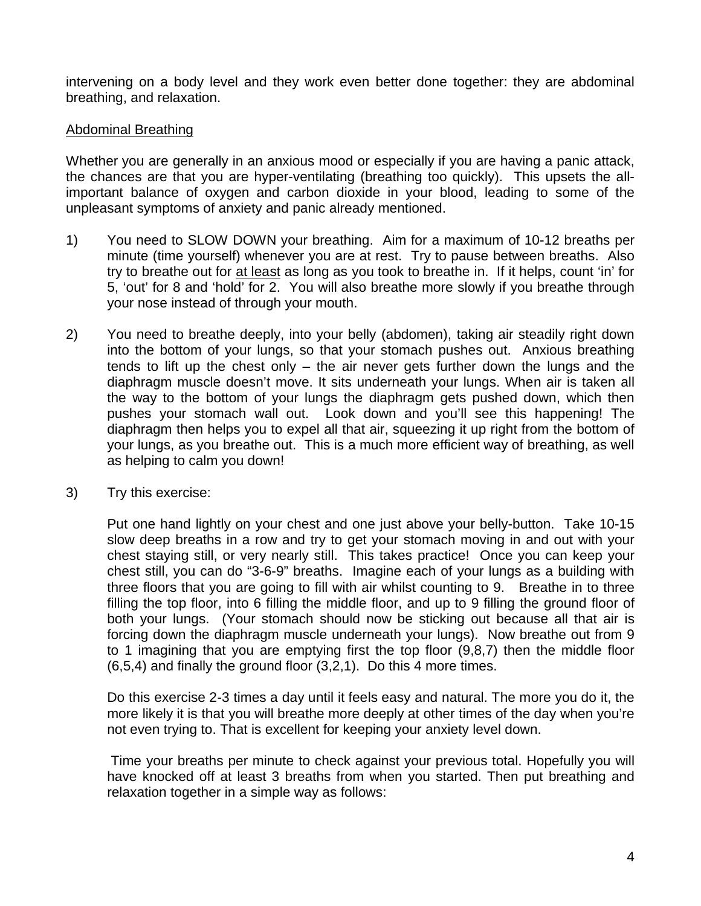intervening on a body level and they work even better done together: they are abdominal breathing, and relaxation.

<u>Abdominal Breathing</u>

Whether you are generally in an anxious mood or especially if you are having a panic attack, the chances are that you are hyper-ventilating (breathing too quickly). This upsets the all-important balance of oxygen and carbon dioxide in your blood, leading to some of the unpleasant symptoms of anxiety and panic already mentioned.

1) You need to SLOW DOWN your breathing. Aim for a maximum of 10-12 breaths per minute (time yourself) whenever you are at rest. Try to pause between breaths. Also try to breathe out for <u>at least</u> as long as you took to breathe in. If it helps, count 'in' for 5, 'out' for 8 and 'hold' for 2. You will also breathe more slowly if you breathe through your nose instead of through your mouth.

2) You need to breathe deeply, into your belly (abdomen), taking air steadily right down into the bottom of your lungs, so that your stomach pushes out. Anxious breathing tends to lift up the chest only – the air never gets further down the lungs and the diaphragm muscle doesn't move. It sits underneath your lungs. When air is taken all the way to the bottom of your lungs the diaphragm gets pushed down, which then pushes your stomach wall out. Look down and you'll see this happening! The diaphragm then helps you to expel all that air, squeezing it up right from the bottom of your lungs, as you breathe out. This is a much more efficient way of breathing, as well as helping to calm you down!

3) Try this exercise:

   Put one hand lightly on your chest and one just above your belly-button. Take 10-15 slow deep breaths in a row and try to get your stomach moving in and out with your chest staying still, or very nearly still. This takes practice! Once you can keep your chest still, you can do "3-6-9" breaths. Imagine each of your lungs as a building with three floors that you are going to fill with air whilst counting to 9. Breathe in to three filling the top floor, into 6 filling the middle floor, and up to 9 filling the ground floor of both your lungs. (Your stomach should now be sticking out because all that air is forcing down the diaphragm muscle underneath your lungs). Now breathe out from 9 to 1 imagining that you are emptying first the top floor (9,8,7) then the middle floor (6,5,4) and finally the ground floor (3,2,1). Do this 4 more times.

   Do this exercise 2-3 times a day until it feels easy and natural. The more you do it, the more likely it is that you will breathe more deeply at other times of the day when you're not even trying to. That is excellent for keeping your anxiety level down.

   Time your breaths per minute to check against your previous total. Hopefully you will have knocked off at least 3 breaths from when you started. Then put breathing and relaxation together in a simple way as follows: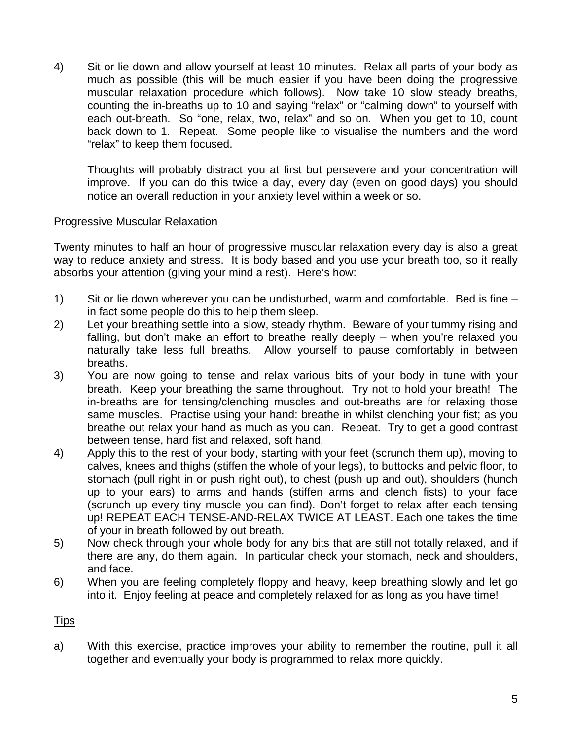4) Sit or lie down and allow yourself at least 10 minutes. Relax all parts of your body as much as possible (this will be much easier if you have been doing the progressive muscular relaxation procedure which follows). Now take 10 slow steady breaths, counting the in-breaths up to 10 and saying "relax" or "calming down" to yourself with each out-breath. So "one, relax, two, relax" and so on. When you get to 10, count back down to 1. Repeat. Some people like to visualise the numbers and the word "relax" to keep them focused.

   Thoughts will probably distract you at first but persevere and your concentration will improve. If you can do this twice a day, every day (even on good days) you should notice an overall reduction in your anxiety level within a week or so.

<u>Progressive Muscular Relaxation</u>

Twenty minutes to half an hour of progressive muscular relaxation every day is also a great way to reduce anxiety and stress. It is body based and you use your breath too, so it really absorbs your attention (giving your mind a rest). Here's how:

1) Sit or lie down wherever you can be undisturbed, warm and comfortable. Bed is fine – in fact some people do this to help them sleep.
2) Let your breathing settle into a slow, steady rhythm. Beware of your tummy rising and falling, but don't make an effort to breathe really deeply – when you're relaxed you naturally take less full breaths. Allow yourself to pause comfortably in between breaths.
3) You are now going to tense and relax various bits of your body in tune with your breath. Keep your breathing the same throughout. Try not to hold your breath! The in-breaths are for tensing/clenching muscles and out-breaths are for relaxing those same muscles. Practise using your hand: breathe in whilst clenching your fist; as you breathe out relax your hand as much as you can. Repeat. Try to get a good contrast between tense, hard fist and relaxed, soft hand.
4) Apply this to the rest of your body, starting with your feet (scrunch them up), moving to calves, knees and thighs (stiffen the whole of your legs), to buttocks and pelvic floor, to stomach (pull right in or push right out), to chest (push up and out), shoulders (hunch up to your ears) to arms and hands (stiffen arms and clench fists) to your face (scrunch up every tiny muscle you can find). Don't forget to relax after each tensing up! REPEAT EACH TENSE-AND-RELAX TWICE AT LEAST. Each one takes the time of your in breath followed by out breath.
5) Now check through your whole body for any bits that are still not totally relaxed, and if there are any, do them again. In particular check your stomach, neck and shoulders, and face.
6) When you are feeling completely floppy and heavy, keep breathing slowly and let go into it. Enjoy feeling at peace and completely relaxed for as long as you have time!

<u>Tips</u>

a) With this exercise, practice improves your ability to remember the routine, pull it all together and eventually your body is programmed to relax more quickly.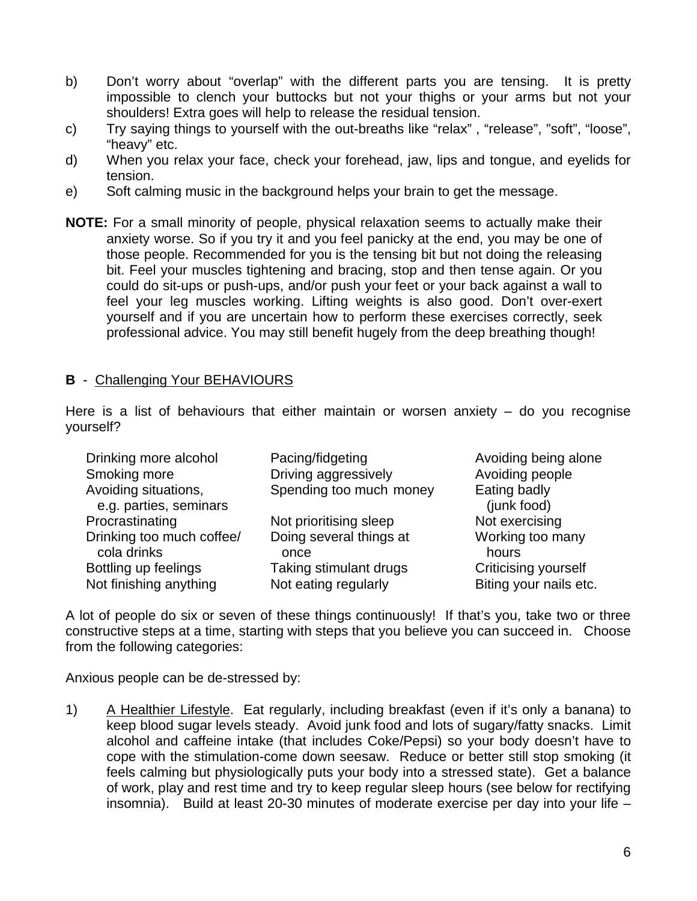b) Don't worry about "overlap" with the different parts you are tensing. It is pretty impossible to clench your buttocks but not your thighs or your arms but not your shoulders! Extra goes will help to release the residual tension.

c) Try saying things to yourself with the out-breaths like "relax" , "release", "soft", "loose", "heavy" etc.

d) When you relax your face, check your forehead, jaw, lips and tongue, and eyelids for tension.

e) Soft calming music in the background helps your brain to get the message.

**NOTE:** For a small minority of people, physical relaxation seems to actually make their anxiety worse. So if you try it and you feel panicky at the end, you may be one of those people. Recommended for you is the tensing bit but not doing the releasing bit. Feel your muscles tightening and bracing, stop and then tense again. Or you could do sit-ups or push-ups, and/or push your feet or your back against a wall to feel your leg muscles working. Lifting weights is also good. Don't over-exert yourself and if you are uncertain how to perform these exercises correctly, seek professional advice. You may still benefit hugely from the deep breathing though!

**B** - Challenging Your BEHAVIOURS

Here is a list of behaviours that either maintain or worsen anxiety – do you recognise yourself?

| | | |
|---|---|---|
| Drinking more alcohol | Pacing/fidgeting | Avoiding being alone |
| Smoking more | Driving aggressively | Avoiding people |
| Avoiding situations, e.g. parties, seminars | Spending too much money | Eating badly (junk food) |
| Procrastinating | Not prioritising sleep | Not exercising |
| Drinking too much coffee/ cola drinks | Doing several things at once | Working too many hours |
| Bottling up feelings | Taking stimulant drugs | Criticising yourself |
| Not finishing anything | Not eating regularly | Biting your nails etc. |

A lot of people do six or seven of these things continuously! If that's you, take two or three constructive steps at a time, starting with steps that you believe you can succeed in. Choose from the following categories:

Anxious people can be de-stressed by:

1) A Healthier Lifestyle. Eat regularly, including breakfast (even if it's only a banana) to keep blood sugar levels steady. Avoid junk food and lots of sugary/fatty snacks. Limit alcohol and caffeine intake (that includes Coke/Pepsi) so your body doesn't have to cope with the stimulation-come down seesaw. Reduce or better still stop smoking (it feels calming but physiologically puts your body into a stressed state). Get a balance of work, play and rest time and try to keep regular sleep hours (see below for rectifying insomnia). Build at least 20-30 minutes of moderate exercise per day into your life –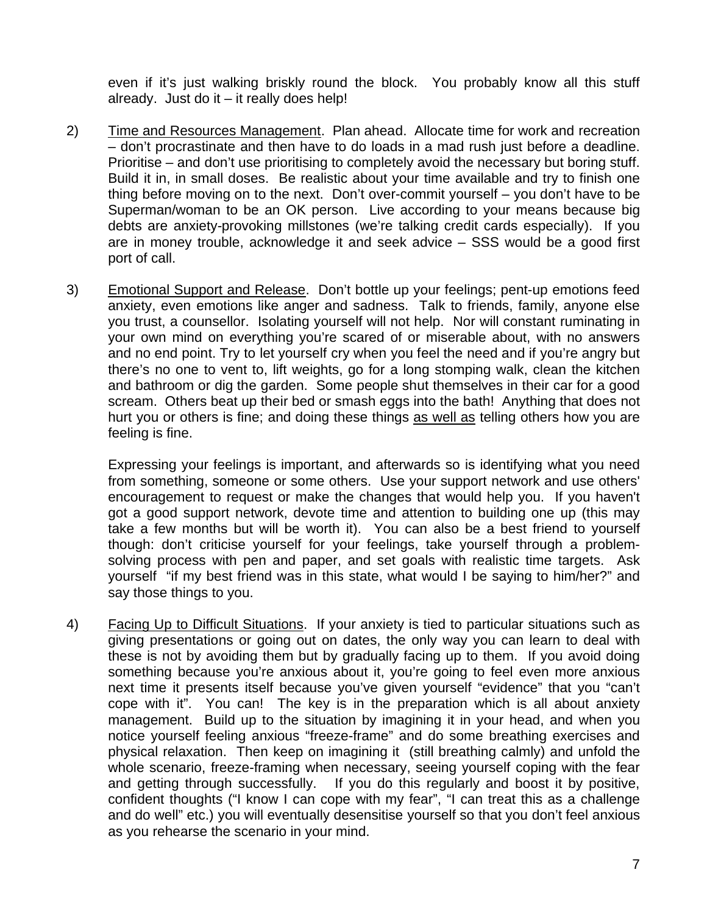even if it's just walking briskly round the block. You probably know all this stuff already. Just do it – it really does help!

2) Time and Resources Management. Plan ahead. Allocate time for work and recreation – don't procrastinate and then have to do loads in a mad rush just before a deadline. Prioritise – and don't use prioritising to completely avoid the necessary but boring stuff. Build it in, in small doses. Be realistic about your time available and try to finish one thing before moving on to the next. Don't over-commit yourself – you don't have to be Superman/woman to be an OK person. Live according to your means because big debts are anxiety-provoking millstones (we're talking credit cards especially). If you are in money trouble, acknowledge it and seek advice – SSS would be a good first port of call.

3) Emotional Support and Release. Don't bottle up your feelings; pent-up emotions feed anxiety, even emotions like anger and sadness. Talk to friends, family, anyone else you trust, a counsellor. Isolating yourself will not help. Nor will constant ruminating in your own mind on everything you're scared of or miserable about, with no answers and no end point. Try to let yourself cry when you feel the need and if you're angry but there's no one to vent to, lift weights, go for a long stomping walk, clean the kitchen and bathroom or dig the garden. Some people shut themselves in their car for a good scream. Others beat up their bed or smash eggs into the bath! Anything that does not hurt you or others is fine; and doing these things as well as telling others how you are feeling is fine.

   Expressing your feelings is important, and afterwards so is identifying what you need from something, someone or some others. Use your support network and use others' encouragement to request or make the changes that would help you. If you haven't got a good support network, devote time and attention to building one up (this may take a few months but will be worth it). You can also be a best friend to yourself though: don't criticise yourself for your feelings, take yourself through a problem-solving process with pen and paper, and set goals with realistic time targets. Ask yourself "if my best friend was in this state, what would I be saying to him/her?" and say those things to you.

4) Facing Up to Difficult Situations. If your anxiety is tied to particular situations such as giving presentations or going out on dates, the only way you can learn to deal with these is not by avoiding them but by gradually facing up to them. If you avoid doing something because you're anxious about it, you're going to feel even more anxious next time it presents itself because you've given yourself "evidence" that you "can't cope with it". You can! The key is in the preparation which is all about anxiety management. Build up to the situation by imagining it in your head, and when you notice yourself feeling anxious "freeze-frame" and do some breathing exercises and physical relaxation. Then keep on imagining it (still breathing calmly) and unfold the whole scenario, freeze-framing when necessary, seeing yourself coping with the fear and getting through successfully. If you do this regularly and boost it by positive, confident thoughts ("I know I can cope with my fear", "I can treat this as a challenge and do well" etc.) you will eventually desensitise yourself so that you don't feel anxious as you rehearse the scenario in your mind.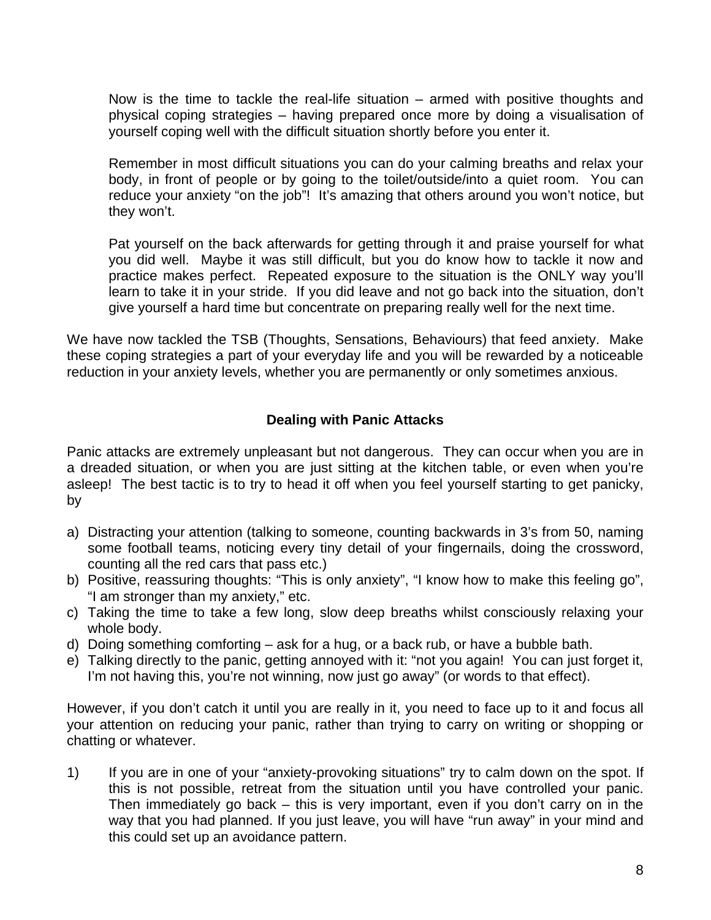Now is the time to tackle the real-life situation – armed with positive thoughts and physical coping strategies – having prepared once more by doing a visualisation of yourself coping well with the difficult situation shortly before you enter it.

Remember in most difficult situations you can do your calming breaths and relax your body, in front of people or by going to the toilet/outside/into a quiet room. You can reduce your anxiety "on the job"! It's amazing that others around you won't notice, but they won't.

Pat yourself on the back afterwards for getting through it and praise yourself for what you did well. Maybe it was still difficult, but you do know how to tackle it now and practice makes perfect. Repeated exposure to the situation is the ONLY way you'll learn to take it in your stride. If you did leave and not go back into the situation, don't give yourself a hard time but concentrate on preparing really well for the next time.

We have now tackled the TSB (Thoughts, Sensations, Behaviours) that feed anxiety. Make these coping strategies a part of your everyday life and you will be rewarded by a noticeable reduction in your anxiety levels, whether you are permanently or only sometimes anxious.

## Dealing with Panic Attacks

Panic attacks are extremely unpleasant but not dangerous. They can occur when you are in a dreaded situation, or when you are just sitting at the kitchen table, or even when you're asleep! The best tactic is to try to head it off when you feel yourself starting to get panicky, by

a) Distracting your attention (talking to someone, counting backwards in 3's from 50, naming some football teams, noticing every tiny detail of your fingernails, doing the crossword, counting all the red cars that pass etc.)
b) Positive, reassuring thoughts: "This is only anxiety", "I know how to make this feeling go", "I am stronger than my anxiety," etc.
c) Taking the time to take a few long, slow deep breaths whilst consciously relaxing your whole body.
d) Doing something comforting – ask for a hug, or a back rub, or have a bubble bath.
e) Talking directly to the panic, getting annoyed with it: "not you again! You can just forget it, I'm not having this, you're not winning, now just go away" (or words to that effect).

However, if you don't catch it until you are really in it, you need to face up to it and focus all your attention on reducing your panic, rather than trying to carry on writing or shopping or chatting or whatever.

1) If you are in one of your "anxiety-provoking situations" try to calm down on the spot. If this is not possible, retreat from the situation until you have controlled your panic. Then immediately go back – this is very important, even if you don't carry on in the way that you had planned. If you just leave, you will have "run away" in your mind and this could set up an avoidance pattern.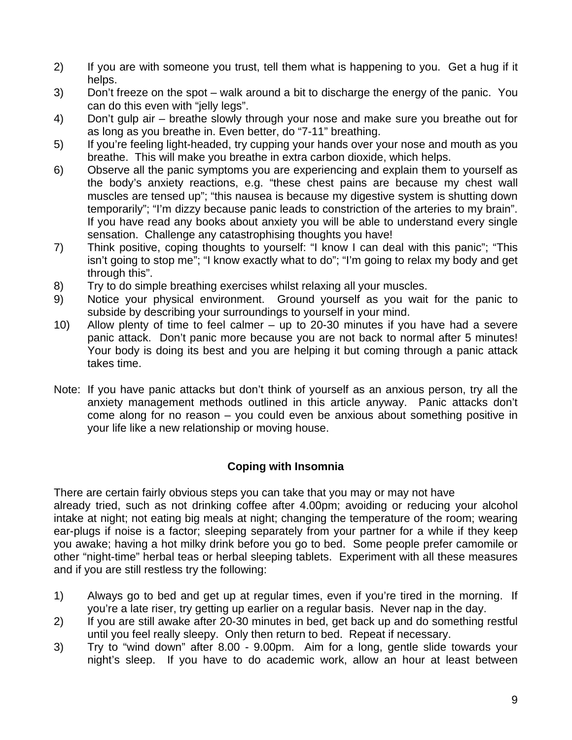2) If you are with someone you trust, tell them what is happening to you. Get a hug if it helps.
3) Don't freeze on the spot – walk around a bit to discharge the energy of the panic. You can do this even with "jelly legs".
4) Don't gulp air – breathe slowly through your nose and make sure you breathe out for as long as you breathe in. Even better, do "7-11" breathing.
5) If you're feeling light-headed, try cupping your hands over your nose and mouth as you breathe. This will make you breathe in extra carbon dioxide, which helps.
6) Observe all the panic symptoms you are experiencing and explain them to yourself as the body's anxiety reactions, e.g. "these chest pains are because my chest wall muscles are tensed up"; "this nausea is because my digestive system is shutting down temporarily"; "I'm dizzy because panic leads to constriction of the arteries to my brain". If you have read any books about anxiety you will be able to understand every single sensation. Challenge any catastrophising thoughts you have!
7) Think positive, coping thoughts to yourself: "I know I can deal with this panic"; "This isn't going to stop me"; "I know exactly what to do"; "I'm going to relax my body and get through this".
8) Try to do simple breathing exercises whilst relaxing all your muscles.
9) Notice your physical environment. Ground yourself as you wait for the panic to subside by describing your surroundings to yourself in your mind.
10) Allow plenty of time to feel calmer – up to 20-30 minutes if you have had a severe panic attack. Don't panic more because you are not back to normal after 5 minutes! Your body is doing its best and you are helping it but coming through a panic attack takes time.

Note: If you have panic attacks but don't think of yourself as an anxious person, try all the anxiety management methods outlined in this article anyway. Panic attacks don't come along for no reason – you could even be anxious about something positive in your life like a new relationship or moving house.

## Coping with Insomnia

There are certain fairly obvious steps you can take that you may or may not have already tried, such as not drinking coffee after 4.00pm; avoiding or reducing your alcohol intake at night; not eating big meals at night; changing the temperature of the room; wearing ear-plugs if noise is a factor; sleeping separately from your partner for a while if they keep you awake; having a hot milky drink before you go to bed. Some people prefer camomile or other "night-time" herbal teas or herbal sleeping tablets. Experiment with all these measures and if you are still restless try the following:

1) Always go to bed and get up at regular times, even if you're tired in the morning. If you're a late riser, try getting up earlier on a regular basis. Never nap in the day.
2) If you are still awake after 20-30 minutes in bed, get back up and do something restful until you feel really sleepy. Only then return to bed. Repeat if necessary.
3) Try to "wind down" after 8.00 - 9.00pm. Aim for a long, gentle slide towards your night's sleep. If you have to do academic work, allow an hour at least between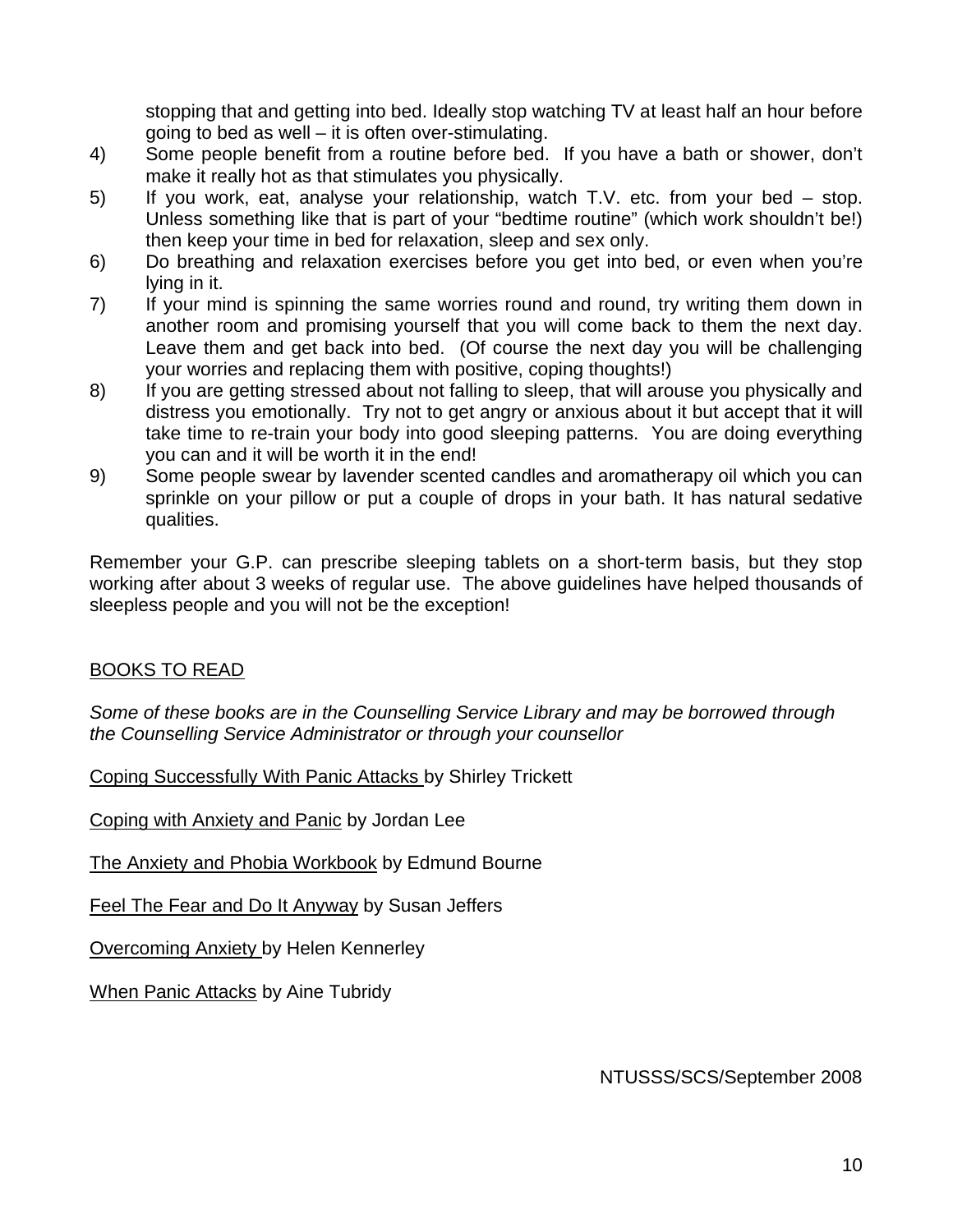stopping that and getting into bed. Ideally stop watching TV at least half an hour before going to bed as well – it is often over-stimulating.

4) Some people benefit from a routine before bed. If you have a bath or shower, don't make it really hot as that stimulates you physically.
5) If you work, eat, analyse your relationship, watch T.V. etc. from your bed – stop. Unless something like that is part of your "bedtime routine" (which work shouldn't be!) then keep your time in bed for relaxation, sleep and sex only.
6) Do breathing and relaxation exercises before you get into bed, or even when you're lying in it.
7) If your mind is spinning the same worries round and round, try writing them down in another room and promising yourself that you will come back to them the next day. Leave them and get back into bed. (Of course the next day you will be challenging your worries and replacing them with positive, coping thoughts!)
8) If you are getting stressed about not falling to sleep, that will arouse you physically and distress you emotionally. Try not to get angry or anxious about it but accept that it will take time to re-train your body into good sleeping patterns. You are doing everything you can and it will be worth it in the end!
9) Some people swear by lavender scented candles and aromatherapy oil which you can sprinkle on your pillow or put a couple of drops in your bath. It has natural sedative qualities.

Remember your G.P. can prescribe sleeping tablets on a short-term basis, but they stop working after about 3 weeks of regular use. The above guidelines have helped thousands of sleepless people and you will not be the exception!

## BOOKS TO READ

*Some of these books are in the Counselling Service Library and may be borrowed through the Counselling Service Administrator or through your counsellor*

Coping Successfully With Panic Attacks by Shirley Trickett

Coping with Anxiety and Panic by Jordan Lee

The Anxiety and Phobia Workbook by Edmund Bourne

Feel The Fear and Do It Anyway by Susan Jeffers

Overcoming Anxiety by Helen Kennerley

When Panic Attacks by Aine Tubridy

NTUSSS/SCS/September 2008